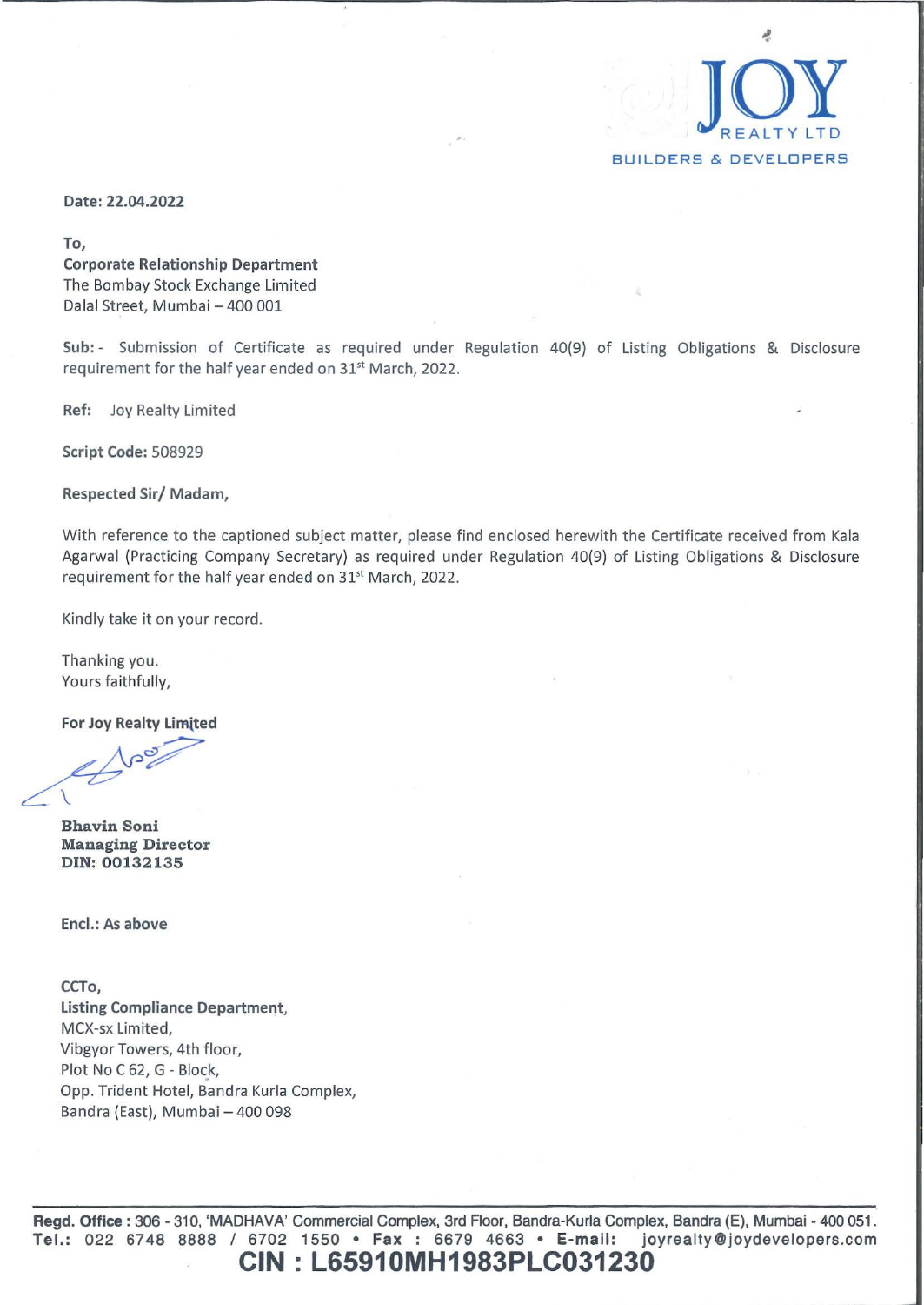JOY REALTY LTD

BUILDERS & DEVELOPERS

**Date: 22.04.2022**

**To,**
**Corporate Relationship Department**
The Bombay Stock Exchange Limited
Dalal Street, Mumbai – 400 001

**Sub:** - Submission of Certificate as required under Regulation 40(9) of Listing Obligations & Disclosure requirement for the half year ended on 31st March, 2022.

**Ref:** Joy Realty Limited

**Script Code:** 508929

**Respected Sir/ Madam,**

With reference to the captioned subject matter, please find enclosed herewith the Certificate received from Kala Agarwal (Practicing Company Secretary) as required under Regulation 40(9) of Listing Obligations & Disclosure requirement for the half year ended on 31st March, 2022.

Kindly take it on your record.

Thanking you.
Yours faithfully,

**For Joy Realty Limited**

**Bhavin Soni**
**Managing Director**
**DIN: 00132135**

**Encl.: As above**

**CCTo,**
**Listing Compliance Department,**
MCX-sx Limited,
Vibgyor Towers, 4th floor,
Plot No C 62, G - Block,
Opp. Trident Hotel, Bandra Kurla Complex,
Bandra (East), Mumbai – 400 098

**Regd. Office :** 306 - 310, 'MADHAVA' Commercial Complex, 3rd Floor, Bandra-Kurla Complex, Bandra (E), Mumbai - 400 051.
**Tel.:** 022 6748 8888 / 6702 1550 • **Fax :** 6679 4663 • **E-mail:** joyrealty@joydevelopers.com
**CIN : L65910MH1983PLC031230**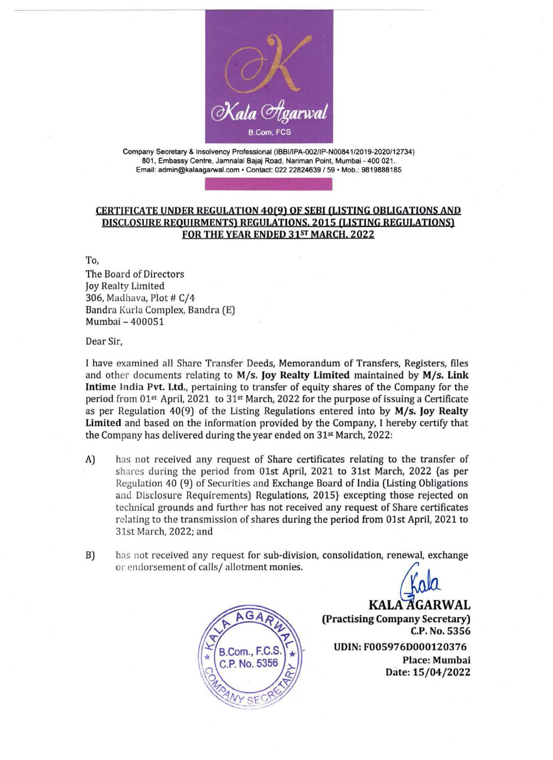Kala Agarwal

B.Com, FCS

Company Secretary & Insolvency Professional (IBBI/IPA-002/IP-N00841/2019-2020/12734)
801, Embassy Centre, Jamnalal Bajaj Road, Nariman Point, Mumbai - 400 021.
Email: admin@kalaagarwal.com • Contact: 022 22824639 / 59 • Mob.: 9819888185

## CERTIFICATE UNDER REGULATION 40(9) OF SEBI (LISTING OBLIGATIONS AND DISCLOSURE REQUIRMENTS) REGULATIONS, 2015 (LISTING REGULATIONS) FOR THE YEAR ENDED 31ST MARCH, 2022

To,
The Board of Directors
Joy Realty Limited
306, Madhava, Plot # C/4
Bandra Kurla Complex, Bandra (E)
Mumbai – 400051

Dear Sir,

I have examined all Share Transfer Deeds, Memorandum of Transfers, Registers, files and other documents relating to **M/s. Joy Realty Limited** maintained by **M/s. Link Intime India Pvt. Ltd.**, pertaining to transfer of equity shares of the Company for the period from 01st April, 2021 to 31st March, 2022 for the purpose of issuing a Certificate as per Regulation 40(9) of the Listing Regulations entered into by **M/s. Joy Realty Limited** and based on the information provided by the Company, I hereby certify that the Company has delivered during the year ended on 31st March, 2022:

A) has not received any request of Share certificates relating to the transfer of shares during the period from 01st April, 2021 to 31st March, 2022 {as per Regulation 40 (9) of Securities and Exchange Board of India (Listing Obligations and Disclosure Requirements) Regulations, 2015} excepting those rejected on technical grounds and further has not received any request of Share certificates relating to the transmission of shares during the period from 01st April, 2021 to 31st March, 2022; and

B) has not received any request for sub-division, consolidation, renewal, exchange or endorsement of calls/ allotment monies.

**KALA AGARWAL**
**(Practising Company Secretary)**
**C.P. No. 5356**

**UDIN: F005976D000120376**
**Place: Mumbai**
**Date: 15/04/2022**